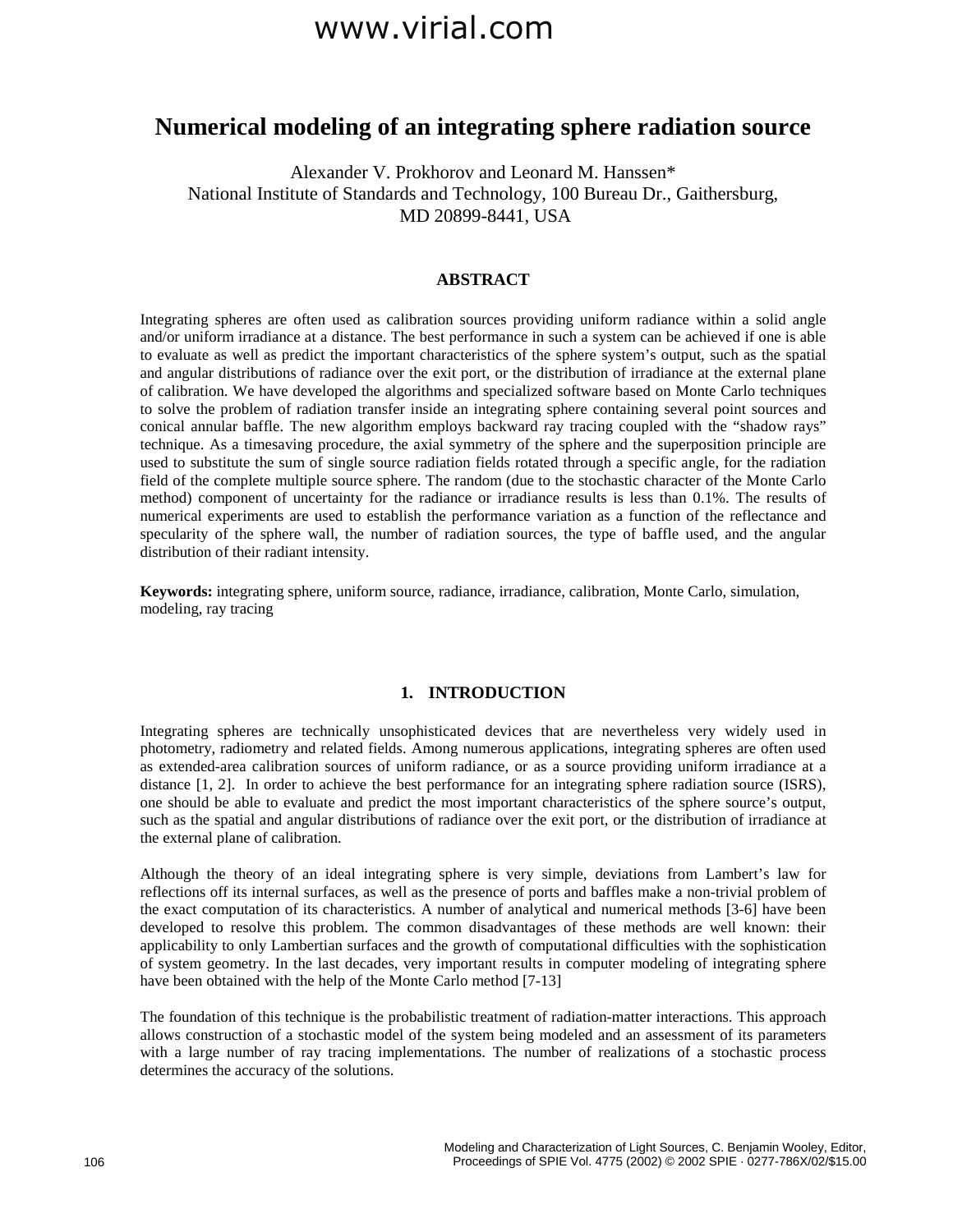# Numerical modeling of an integrating sphere radiation source

Alexander V. Prokhorov and Leonard M. Hanssen*
National Institute of Standards and Technology, 100 Bureau Dr., Gaithersburg, MD 20899-8441, USA

## ABSTRACT

Integrating spheres are often used as calibration sources providing uniform radiance within a solid angle and/or uniform irradiance at a distance. The best performance in such a system can be achieved if one is able to evaluate as well as predict the important characteristics of the sphere system's output, such as the spatial and angular distributions of radiance over the exit port, or the distribution of irradiance at the external plane of calibration. We have developed the algorithms and specialized software based on Monte Carlo techniques to solve the problem of radiation transfer inside an integrating sphere containing several point sources and conical annular baffle. The new algorithm employs backward ray tracing coupled with the "shadow rays" technique. As a timesaving procedure, the axial symmetry of the sphere and the superposition principle are used to substitute the sum of single source radiation fields rotated through a specific angle, for the radiation field of the complete multiple source sphere. The random (due to the stochastic character of the Monte Carlo method) component of uncertainty for the radiance or irradiance results is less than 0.1%. The results of numerical experiments are used to establish the performance variation as a function of the reflectance and specularity of the sphere wall, the number of radiation sources, the type of baffle used, and the angular distribution of their radiant intensity.

**Keywords:** integrating sphere, uniform source, radiance, irradiance, calibration, Monte Carlo, simulation, modeling, ray tracing

## 1. INTRODUCTION

Integrating spheres are technically unsophisticated devices that are nevertheless very widely used in photometry, radiometry and related fields. Among numerous applications, integrating spheres are often used as extended-area calibration sources of uniform radiance, or as a source providing uniform irradiance at a distance [1, 2]. In order to achieve the best performance for an integrating sphere radiation source (ISRS), one should be able to evaluate and predict the most important characteristics of the sphere source's output, such as the spatial and angular distributions of radiance over the exit port, or the distribution of irradiance at the external plane of calibration.

Although the theory of an ideal integrating sphere is very simple, deviations from Lambert's law for reflections off its internal surfaces, as well as the presence of ports and baffles make a non-trivial problem of the exact computation of its characteristics. A number of analytical and numerical methods [3-6] have been developed to resolve this problem. The common disadvantages of these methods are well known: their applicability to only Lambertian surfaces and the growth of computational difficulties with the sophistication of system geometry. In the last decades, very important results in computer modeling of integrating sphere have been obtained with the help of the Monte Carlo method [7-13]

The foundation of this technique is the probabilistic treatment of radiation-matter interactions. This approach allows construction of a stochastic model of the system being modeled and an assessment of its parameters with a large number of ray tracing implementations. The number of realizations of a stochastic process determines the accuracy of the solutions.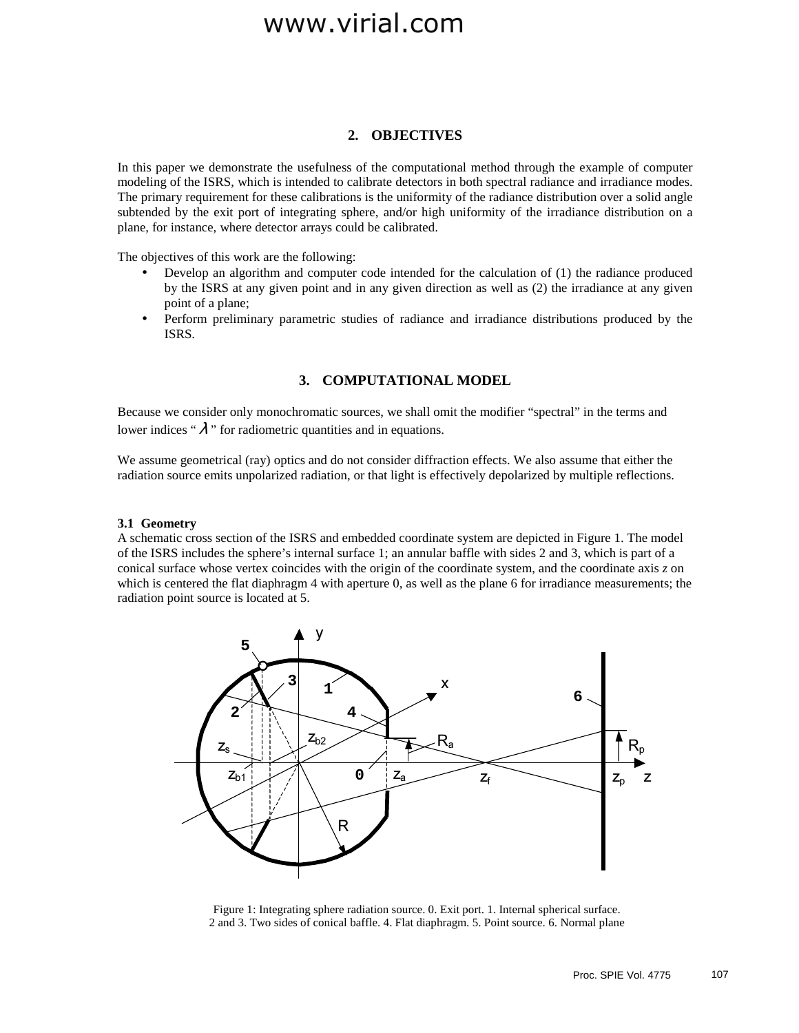## 2. OBJECTIVES

In this paper we demonstrate the usefulness of the computational method through the example of computer modeling of the ISRS, which is intended to calibrate detectors in both spectral radiance and irradiance modes. The primary requirement for these calibrations is the uniformity of the radiance distribution over a solid angle subtended by the exit port of integrating sphere, and/or high uniformity of the irradiance distribution on a plane, for instance, where detector arrays could be calibrated.

The objectives of this work are the following:

- Develop an algorithm and computer code intended for the calculation of (1) the radiance produced by the ISRS at any given point and in any given direction as well as (2) the irradiance at any given point of a plane;
- Perform preliminary parametric studies of radiance and irradiance distributions produced by the ISRS.

## 3. COMPUTATIONAL MODEL

Because we consider only monochromatic sources, we shall omit the modifier "spectral" in the terms and lower indices "$\lambda$" for radiometric quantities and in equations.

We assume geometrical (ray) optics and do not consider diffraction effects. We also assume that either the radiation source emits unpolarized radiation, or that light is effectively depolarized by multiple reflections.

### 3.1 Geometry

A schematic cross section of the ISRS and embedded coordinate system are depicted in Figure 1. The model of the ISRS includes the sphere's internal surface 1; an annular baffle with sides 2 and 3, which is part of a conical surface whose vertex coincides with the origin of the coordinate system, and the coordinate axis *z* on which is centered the flat diaphragm 4 with aperture 0, as well as the plane 6 for irradiance measurements; the radiation point source is located at 5.

Figure 1: Integrating sphere radiation source. 0. Exit port. 1. Internal spherical surface. 2 and 3. Two sides of conical baffle. 4. Flat diaphragm. 5. Point source. 6. Normal plane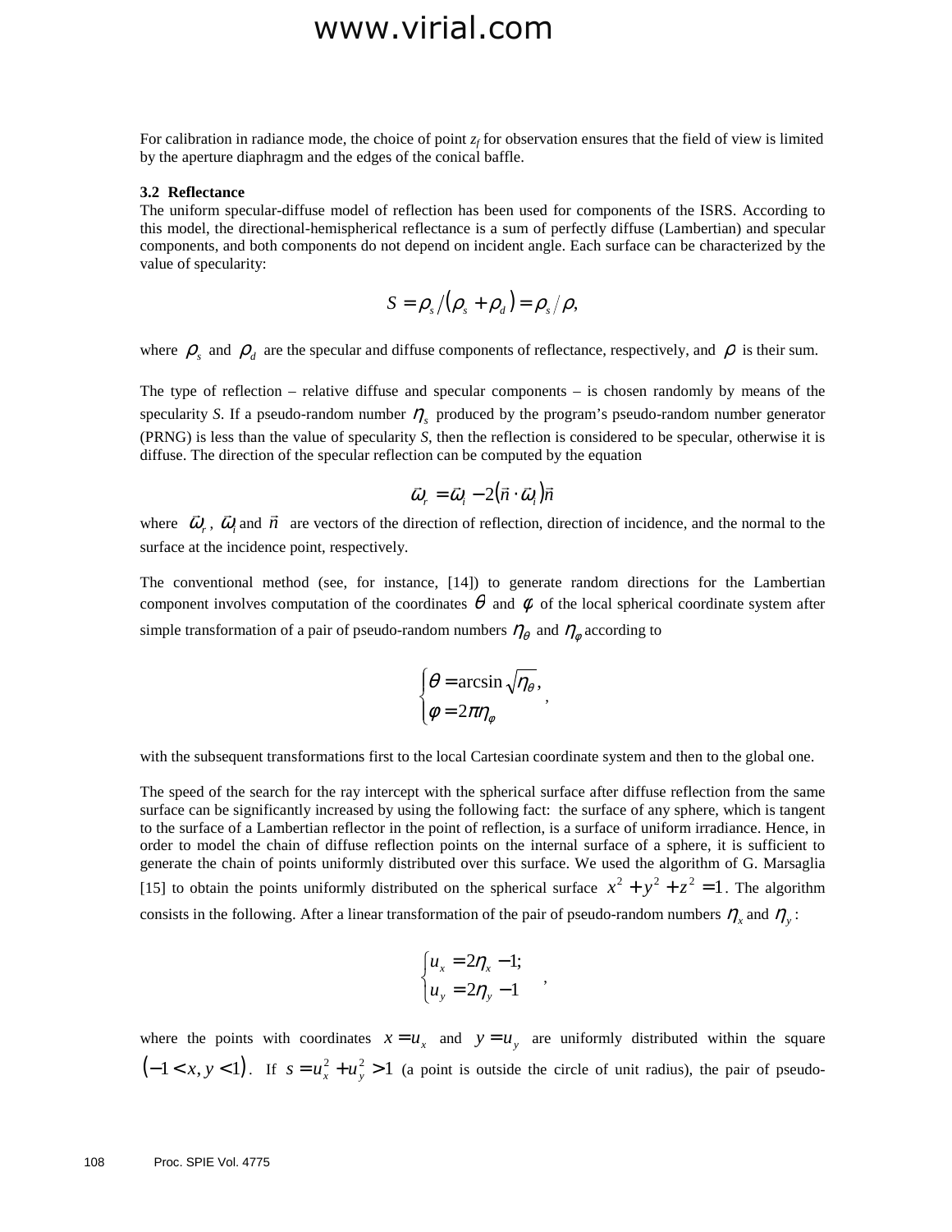For calibration in radiance mode, the choice of point $z_f$ for observation ensures that the field of view is limited by the aperture diaphragm and the edges of the conical baffle.

### 3.2 Reflectance

The uniform specular-diffuse model of reflection has been used for components of the ISRS. According to this model, the directional-hemispherical reflectance is a sum of perfectly diffuse (Lambertian) and specular components, and both components do not depend on incident angle. Each surface can be characterized by the value of specularity:

$$S = \rho_s / (\rho_s + \rho_d) = \rho_s / \rho,$$

where $\rho_s$ and $\rho_d$ are the specular and diffuse components of reflectance, respectively, and $\rho$ is their sum.

The type of reflection – relative diffuse and specular components – is chosen randomly by means of the specularity $S$. If a pseudo-random number $\eta_s$ produced by the program's pseudo-random number generator (PRNG) is less than the value of specularity $S$, then the reflection is considered to be specular, otherwise it is diffuse. The direction of the specular reflection can be computed by the equation

$$\vec{\omega}_r = \vec{\omega}_i - 2(\vec{n} \cdot \vec{\omega}_i)\vec{n}$$

where $\vec{\omega}_r$, $\vec{\omega}_i$ and $\vec{n}$ are vectors of the direction of reflection, direction of incidence, and the normal to the surface at the incidence point, respectively.

The conventional method (see, for instance, [14]) to generate random directions for the Lambertian component involves computation of the coordinates $\theta$ and $\varphi$ of the local spherical coordinate system after simple transformation of a pair of pseudo-random numbers $\eta_\theta$ and $\eta_\varphi$ according to

$$\begin{cases} \theta = \arcsin\sqrt{\eta_\theta}, \\ \varphi = 2\pi\eta_\varphi \end{cases},$$

with the subsequent transformations first to the local Cartesian coordinate system and then to the global one.

The speed of the search for the ray intercept with the spherical surface after diffuse reflection from the same surface can be significantly increased by using the following fact: the surface of any sphere, which is tangent to the surface of a Lambertian reflector in the point of reflection, is a surface of uniform irradiance. Hence, in order to model the chain of diffuse reflection points on the internal surface of a sphere, it is sufficient to generate the chain of points uniformly distributed over this surface. We used the algorithm of G. Marsaglia [15] to obtain the points uniformly distributed on the spherical surface $x^2 + y^2 + z^2 = 1$. The algorithm consists in the following. After a linear transformation of the pair of pseudo-random numbers $\eta_x$ and $\eta_y$:

$$\begin{cases} u_x = 2\eta_x - 1; \\ u_y = 2\eta_y - 1 \end{cases},$$

where the points with coordinates $x = u_x$ and $y = u_y$ are uniformly distributed within the square $(-1 < x, y < 1)$. If $s = u_x^2 + u_y^2 > 1$ (a point is outside the circle of unit radius), the pair of pseudo-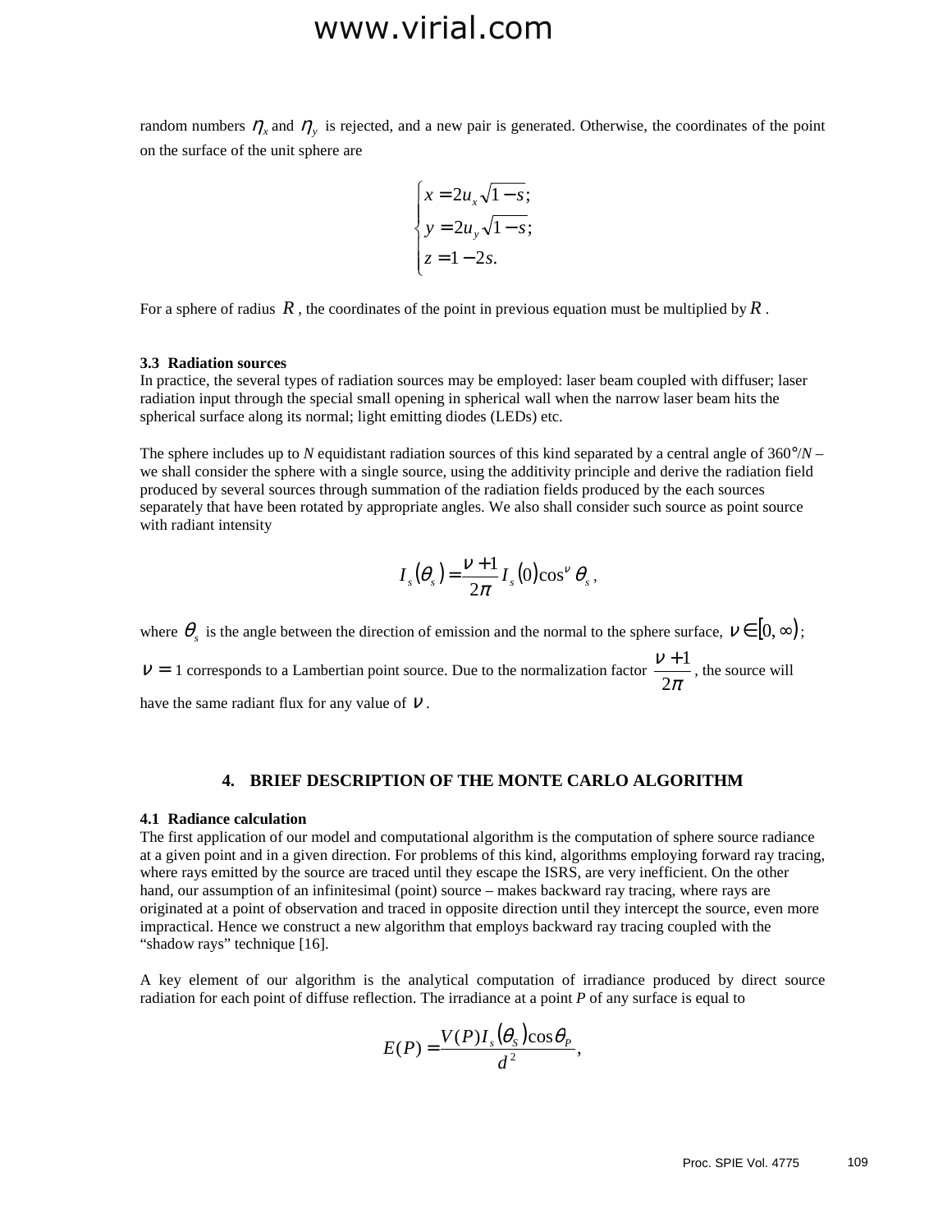random numbers $\eta_x$ and $\eta_y$ is rejected, and a new pair is generated. Otherwise, the coordinates of the point on the surface of the unit sphere are

$$\begin{cases} x = 2u_x\sqrt{1-s}; \\ y = 2u_y\sqrt{1-s}; \\ z = 1-2s. \end{cases}$$

For a sphere of radius $R$, the coordinates of the point in previous equation must be multiplied by $R$.

### 3.3 Radiation sources

In practice, the several types of radiation sources may be employed: laser beam coupled with diffuser; laser radiation input through the special small opening in spherical wall when the narrow laser beam hits the spherical surface along its normal; light emitting diodes (LEDs) etc.

The sphere includes up to *N* equidistant radiation sources of this kind separated by a central angle of 360°/*N* – we shall consider the sphere with a single source, using the additivity principle and derive the radiation field produced by several sources through summation of the radiation fields produced by the each sources separately that have been rotated by appropriate angles. We also shall consider such source as point source with radiant intensity

$$I_s(\theta_s) = \frac{\nu+1}{2\pi} I_s(0)\cos^{\nu}\theta_s ,$$

where $\theta_s$ is the angle between the direction of emission and the normal to the sphere surface, $\nu \in [0, \infty)$; $\nu = 1$ corresponds to a Lambertian point source. Due to the normalization factor $\frac{\nu+1}{2\pi}$, the source will have the same radiant flux for any value of $\nu$.

## 4. BRIEF DESCRIPTION OF THE MONTE CARLO ALGORITHM

### 4.1 Radiance calculation

The first application of our model and computational algorithm is the computation of sphere source radiance at a given point and in a given direction. For problems of this kind, algorithms employing forward ray tracing, where rays emitted by the source are traced until they escape the ISRS, are very inefficient. On the other hand, our assumption of an infinitesimal (point) source – makes backward ray tracing, where rays are originated at a point of observation and traced in opposite direction until they intercept the source, even more impractical. Hence we construct a new algorithm that employs backward ray tracing coupled with the "shadow rays" technique [16].

A key element of our algorithm is the analytical computation of irradiance produced by direct source radiation for each point of diffuse reflection. The irradiance at a point *P* of any surface is equal to

$$E(P) = \frac{V(P) I_s(\theta_S)\cos\theta_P}{d^2},$$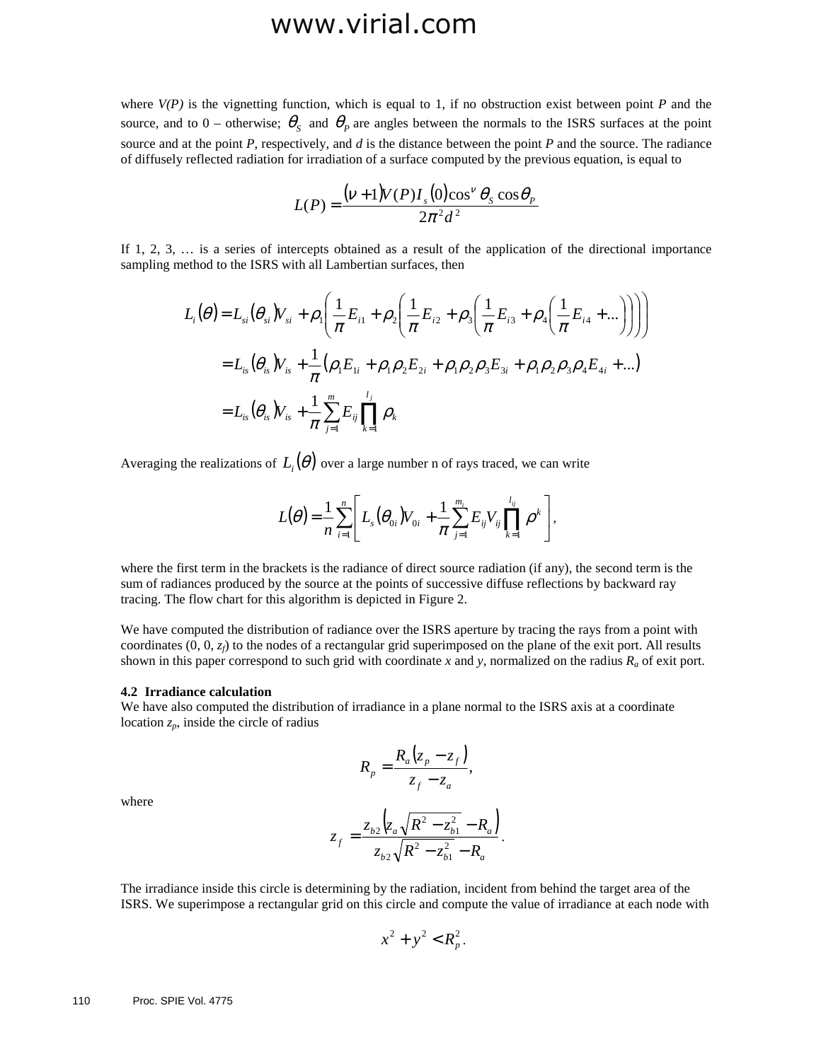where $V(P)$ is the vignetting function, which is equal to 1, if no obstruction exist between point $P$ and the source, and to 0 – otherwise; $\theta_S$ and $\theta_P$ are angles between the normals to the ISRS surfaces at the point source and at the point $P$, respectively, and $d$ is the distance between the point $P$ and the source. The radiance of diffusely reflected radiation for irradiation of a surface computed by the previous equation, is equal to

$$L(P) = \frac{(\nu+1)V(P)I_s(0)\cos^{\nu}\theta_S \cos\theta_P}{2\pi^2 d^2}$$

If 1, 2, 3, … is a series of intercepts obtained as a result of the application of the directional importance sampling method to the ISRS with all Lambertian surfaces, then

$$\begin{aligned}
L_i(\theta) &= L_{si}(\theta_{si})V_{si} + \rho_1\left(\frac{1}{\pi}E_{i1} + \rho_2\left(\frac{1}{\pi}E_{i2} + \rho_3\left(\frac{1}{\pi}E_{i3} + \rho_4\left(\frac{1}{\pi}E_{i4} + \ldots\right)\right)\right)\right) \\
&= L_{is}(\theta_{is})V_{is} + \frac{1}{\pi}\left(\rho_1 E_{1i} + \rho_1\rho_2 E_{2i} + \rho_1\rho_2\rho_3 E_{3i} + \rho_1\rho_2\rho_3\rho_4 E_{4i} + \ldots\right) \\
&= L_{is}(\theta_{is})V_{is} + \frac{1}{\pi}\sum_{j=1}^{m} E_{ij}\prod_{k=1}^{l_j}\rho_k
\end{aligned}$$

Averaging the realizations of $L_i(\theta)$ over a large number n of rays traced, we can write

$$L(\theta) = \frac{1}{n}\sum_{i=1}^{n}\left[L_s(\theta_{0i})V_{0i} + \frac{1}{\pi}\sum_{j=1}^{m_i} E_{ij}V_{ij}\prod_{k=1}^{l_{ij}}\rho^k\right],$$

where the first term in the brackets is the radiance of direct source radiation (if any), the second term is the sum of radiances produced by the source at the points of successive diffuse reflections by backward ray tracing. The flow chart for this algorithm is depicted in Figure 2.

We have computed the distribution of radiance over the ISRS aperture by tracing the rays from a point with coordinates (0, 0, $z_f$) to the nodes of a rectangular grid superimposed on the plane of the exit port. All results shown in this paper correspond to such grid with coordinate $x$ and $y$, normalized on the radius $R_a$ of exit port.

**4.2 Irradiance calculation**

We have also computed the distribution of irradiance in a plane normal to the ISRS axis at a coordinate location $z_p$, inside the circle of radius

$$R_p = \frac{R_a(z_p - z_f)}{z_f - z_a},$$

where

$$z_f = \frac{z_{b2}\left(z_a\sqrt{R^2 - z_{b1}^2} - R_a\right)}{z_{b2}\sqrt{R^2 - z_{b1}^2} - R_a}.$$

The irradiance inside this circle is determining by the radiation, incident from behind the target area of the ISRS. We superimpose a rectangular grid on this circle and compute the value of irradiance at each node with

$$x^2 + y^2 < R_p^2.$$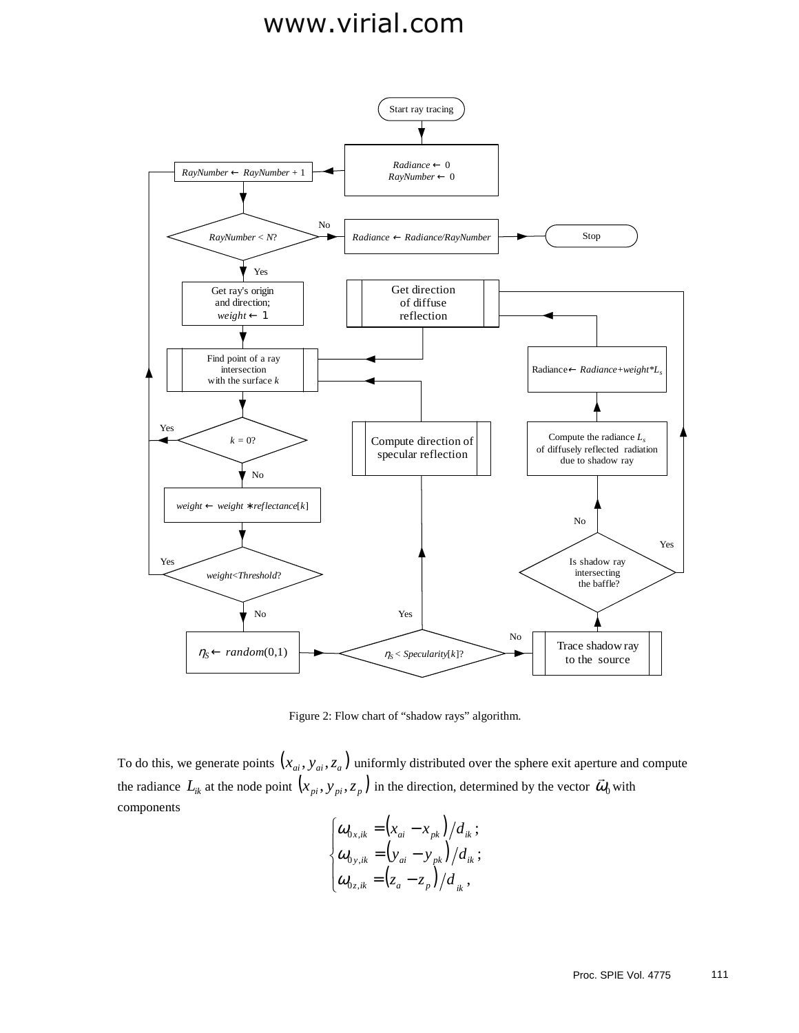Figure 2: Flow chart of “shadow rays” algorithm.

To do this, we generate points $(x_{ai}, y_{ai}, z_a)$ uniformly distributed over the sphere exit aperture and compute the radiance $L_{ik}$ at the node point $(x_{pi}, y_{pi}, z_p)$ in the direction, determined by the vector $\vec{\omega}_0$ with components

$$
\begin{cases}
\omega_{0x,ik} = (x_{ai} - x_{pk})/d_{ik}; \\
\omega_{0y,ik} = (y_{ai} - y_{pk})/d_{ik}; \\
\omega_{0z,ik} = (z_a - z_p)/d_{ik},
\end{cases}
$$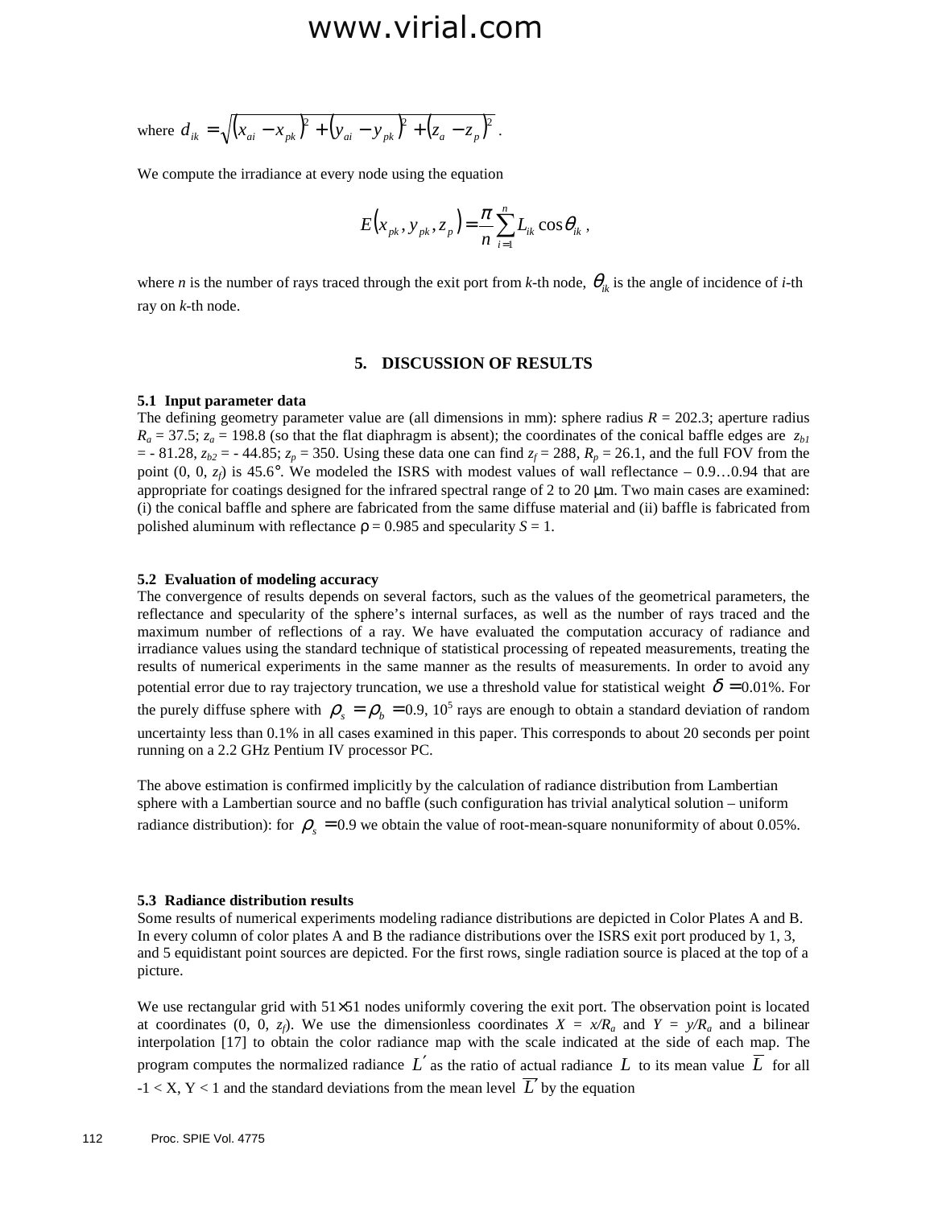where $d_{ik} = \sqrt{(x_{ai} - x_{pk})^2 + (y_{ai} - y_{pk})^2 + (z_a - z_p)^2}$ .

We compute the irradiance at every node using the equation

$$E(x_{pk}, y_{pk}, z_p) = \frac{\pi}{n} \sum_{i=1}^{n} L_{ik} \cos\theta_{ik} ,$$

where $n$ is the number of rays traced through the exit port from $k$-th node, $\theta_{ik}$ is the angle of incidence of $i$-th ray on $k$-th node.

## 5. DISCUSSION OF RESULTS

### 5.1 Input parameter data

The defining geometry parameter value are (all dimensions in mm): sphere radius $R$ = 202.3; aperture radius $R_a$ = 37.5; $z_a$ = 198.8 (so that the flat diaphragm is absent); the coordinates of the conical baffle edges are $z_{b1}$ = - 81.28, $z_{b2}$ = - 44.85; $z_p$ = 350. Using these data one can find $z_f$ = 288, $R_p$ = 26.1, and the full FOV from the point (0, 0, $z_f$) is 45.6°. We modeled the ISRS with modest values of wall reflectance – 0.9…0.94 that are appropriate for coatings designed for the infrared spectral range of 2 to 20 μm. Two main cases are examined: (i) the conical baffle and sphere are fabricated from the same diffuse material and (ii) baffle is fabricated from polished aluminum with reflectance ρ = 0.985 and specularity $S$ = 1.

### 5.2 Evaluation of modeling accuracy

The convergence of results depends on several factors, such as the values of the geometrical parameters, the reflectance and specularity of the sphere's internal surfaces, as well as the number of rays traced and the maximum number of reflections of a ray. We have evaluated the computation accuracy of radiance and irradiance values using the standard technique of statistical processing of repeated measurements, treating the results of numerical experiments in the same manner as the results of measurements. In order to avoid any potential error due to ray trajectory truncation, we use a threshold value for statistical weight $\delta =$0.01%. For the purely diffuse sphere with $\rho_s = \rho_b =$0.9, $10^5$ rays are enough to obtain a standard deviation of random uncertainty less than 0.1% in all cases examined in this paper. This corresponds to about 20 seconds per point running on a 2.2 GHz Pentium IV processor PC.

The above estimation is confirmed implicitly by the calculation of radiance distribution from Lambertian sphere with a Lambertian source and no baffle (such configuration has trivial analytical solution – uniform radiance distribution): for $\rho_s =$0.9 we obtain the value of root-mean-square nonuniformity of about 0.05%.

### 5.3 Radiance distribution results

Some results of numerical experiments modeling radiance distributions are depicted in Color Plates A and B. In every column of color plates A and B the radiance distributions over the ISRS exit port produced by 1, 3, and 5 equidistant point sources are depicted. For the first rows, single radiation source is placed at the top of a picture.

We use rectangular grid with 51×51 nodes uniformly covering the exit port. The observation point is located at coordinates (0, 0, $z_f$). We use the dimensionless coordinates $X = x/R_a$ and $Y = y/R_a$ and a bilinear interpolation [17] to obtain the color radiance map with the scale indicated at the side of each map. The program computes the normalized radiance $L'$ as the ratio of actual radiance $L$ to its mean value $\overline{L}$ for all -1 < X, Y < 1 and the standard deviations from the mean level $\overline{L'}$ by the equation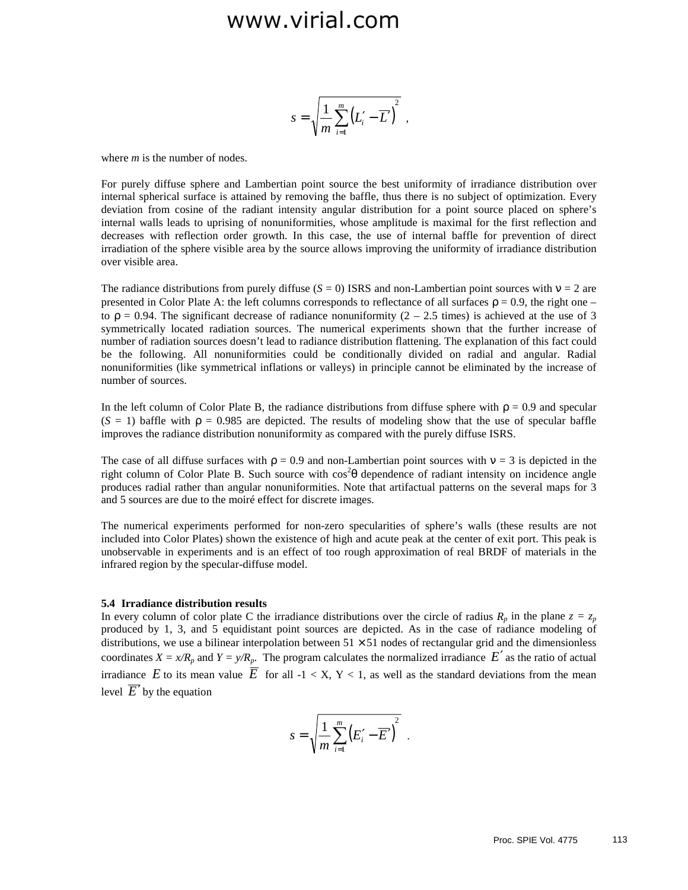$$s = \sqrt{\frac{1}{m}\sum_{i=1}^{m}\left(L_i' - \overline{L}'\right)^2} \ ,$$

where $m$ is the number of nodes.

For purely diffuse sphere and Lambertian point source the best uniformity of irradiance distribution over internal spherical surface is attained by removing the baffle, thus there is no subject of optimization. Every deviation from cosine of the radiant intensity angular distribution for a point source placed on sphere's internal walls leads to uprising of nonuniformities, whose amplitude is maximal for the first reflection and decreases with reflection order growth. In this case, the use of internal baffle for prevention of direct irradiation of the sphere visible area by the source allows improving the uniformity of irradiance distribution over visible area.

The radiance distributions from purely diffuse ($S$ = 0) ISRS and non-Lambertian point sources with $\nu$ = 2 are presented in Color Plate A: the left columns corresponds to reflectance of all surfaces $\rho$ = 0.9, the right one – to $\rho$ = 0.94. The significant decrease of radiance nonuniformity (2 – 2.5 times) is achieved at the use of 3 symmetrically located radiation sources. The numerical experiments shown that the further increase of number of radiation sources doesn't lead to radiance distribution flattening. The explanation of this fact could be the following. All nonuniformities could be conditionally divided on radial and angular. Radial nonuniformities (like symmetrical inflations or valleys) in principle cannot be eliminated by the increase of number of sources.

In the left column of Color Plate B, the radiance distributions from diffuse sphere with $\rho$ = 0.9 and specular ($S$ = 1) baffle with $\rho$ = 0.985 are depicted. The results of modeling show that the use of specular baffle improves the radiance distribution nonuniformity as compared with the purely diffuse ISRS.

The case of all diffuse surfaces with $\rho$ = 0.9 and non-Lambertian point sources with $\nu$ = 3 is depicted in the right column of Color Plate B. Such source with $\cos^2\theta$ dependence of radiant intensity on incidence angle produces radial rather than angular nonuniformities. Note that artifactual patterns on the several maps for 3 and 5 sources are due to the moiré effect for discrete images.

The numerical experiments performed for non-zero specularities of sphere's walls (these results are not included into Color Plates) shown the existence of high and acute peak at the center of exit port. This peak is unobservable in experiments and is an effect of too rough approximation of real BRDF of materials in the infrared region by the specular-diffuse model.

**5.4 Irradiance distribution results**

In every column of color plate C the irradiance distributions over the circle of radius $R_p$ in the plane $z = z_p$ produced by 1, 3, and 5 equidistant point sources are depicted. As in the case of radiance modeling of distributions, we use a bilinear interpolation between 51 × 51 nodes of rectangular grid and the dimensionless coordinates $X = x/R_p$ and $Y = y/R_p$. The program calculates the normalized irradiance $E'$ as the ratio of actual irradiance $E$ to its mean value $\overline{E}$ for all -1 < X, Y < 1, as well as the standard deviations from the mean level $\overline{E}'$ by the equation

$$s = \sqrt{\frac{1}{m}\sum_{i=1}^{m}\left(E_i' - \overline{E}'\right)^2} \ .$$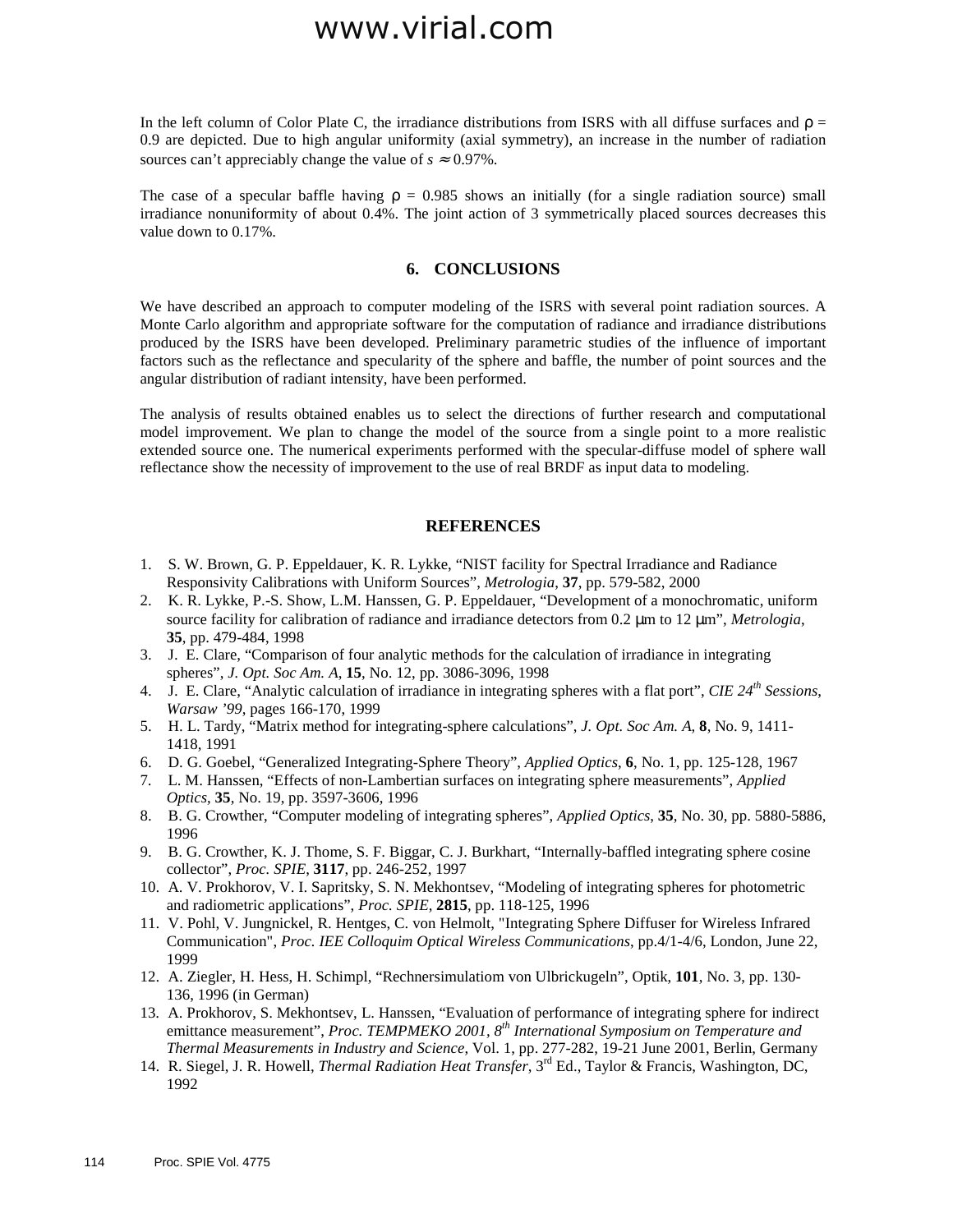In the left column of Color Plate C, the irradiance distributions from ISRS with all diffuse surfaces and $\rho = 0.9$ are depicted. Due to high angular uniformity (axial symmetry), an increase in the number of radiation sources can't appreciably change the value of $s \approx 0.97\%$.

The case of a specular baffle having $\rho = 0.985$ shows an initially (for a single radiation source) small irradiance nonuniformity of about 0.4%. The joint action of 3 symmetrically placed sources decreases this value down to 0.17%.

## 6. CONCLUSIONS

We have described an approach to computer modeling of the ISRS with several point radiation sources. A Monte Carlo algorithm and appropriate software for the computation of radiance and irradiance distributions produced by the ISRS have been developed. Preliminary parametric studies of the influence of important factors such as the reflectance and specularity of the sphere and baffle, the number of point sources and the angular distribution of radiant intensity, have been performed.

The analysis of results obtained enables us to select the directions of further research and computational model improvement. We plan to change the model of the source from a single point to a more realistic extended source one. The numerical experiments performed with the specular-diffuse model of sphere wall reflectance show the necessity of improvement to the use of real BRDF as input data to modeling.

## REFERENCES

1. S. W. Brown, G. P. Eppeldauer, K. R. Lykke, "NIST facility for Spectral Irradiance and Radiance Responsivity Calibrations with Uniform Sources", *Metrologia*, **37**, pp. 579-582, 2000
2. K. R. Lykke, P.-S. Show, L.M. Hanssen, G. P. Eppeldauer, "Development of a monochromatic, uniform source facility for calibration of radiance and irradiance detectors from 0.2 µm to 12 µm", *Metrologia*, **35**, pp. 479-484, 1998
3. J. E. Clare, "Comparison of four analytic methods for the calculation of irradiance in integrating spheres", *J. Opt. Soc Am. A*, **15**, No. 12, pp. 3086-3096, 1998
4. J. E. Clare, "Analytic calculation of irradiance in integrating spheres with a flat port", *CIE 24th Sessions, Warsaw '99*, pages 166-170, 1999
5. H. L. Tardy, "Matrix method for integrating-sphere calculations", *J. Opt. Soc Am. A*, **8**, No. 9, 1411-1418, 1991
6. D. G. Goebel, "Generalized Integrating-Sphere Theory", *Applied Optics*, **6**, No. 1, pp. 125-128, 1967
7. L. M. Hanssen, "Effects of non-Lambertian surfaces on integrating sphere measurements", *Applied Optics*, **35**, No. 19, pp. 3597-3606, 1996
8. B. G. Crowther, "Computer modeling of integrating spheres", *Applied Optics*, **35**, No. 30, pp. 5880-5886, 1996
9. B. G. Crowther, K. J. Thome, S. F. Biggar, C. J. Burkhart, "Internally-baffled integrating sphere cosine collector", *Proc. SPIE*, **3117**, pp. 246-252, 1997
10. A. V. Prokhorov, V. I. Sapritsky, S. N. Mekhontsev, "Modeling of integrating spheres for photometric and radiometric applications", *Proc. SPIE*, **2815**, pp. 118-125, 1996
11. V. Pohl, V. Jungnickel, R. Hentges, C. von Helmolt, "Integrating Sphere Diffuser for Wireless Infrared Communication", *Proc. IEE Colloquim Optical Wireless Communications*, pp.4/1-4/6, London, June 22, 1999
12. A. Ziegler, H. Hess, H. Schimpl, "Rechnersimulatiom von Ulbrickugeln", Optik, **101**, No. 3, pp. 130-136, 1996 (in German)
13. A. Prokhorov, S. Mekhontsev, L. Hanssen, "Evaluation of performance of integrating sphere for indirect emittance measurement", *Proc. TEMPMEKO 2001, 8th International Symposium on Temperature and Thermal Measurements in Industry and Science*, Vol. 1, pp. 277-282, 19-21 June 2001, Berlin, Germany
14. R. Siegel, J. R. Howell, *Thermal Radiation Heat Transfer*, 3rd Ed., Taylor & Francis, Washington, DC, 1992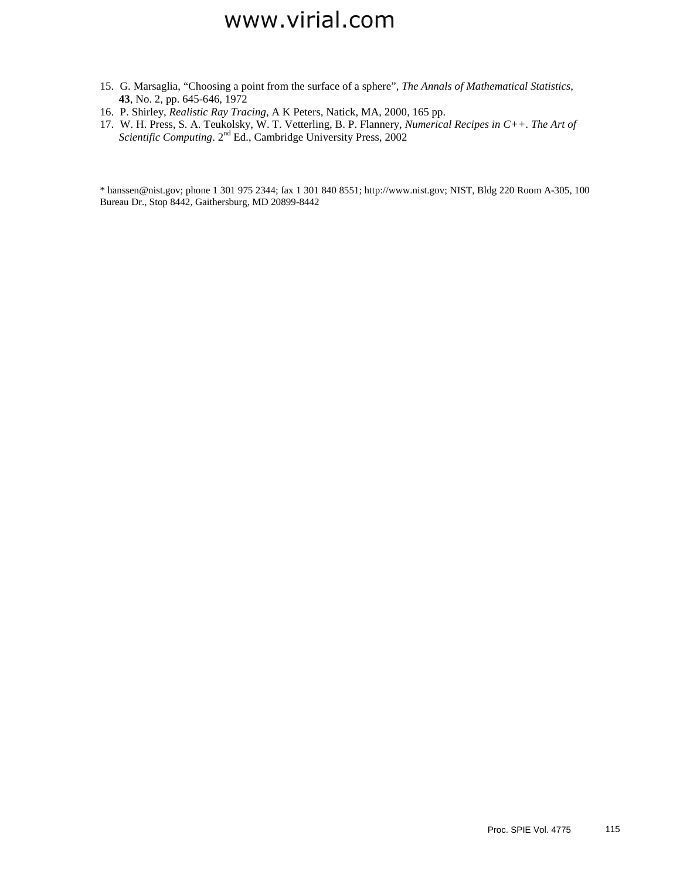15. G. Marsaglia, "Choosing a point from the surface of a sphere", *The Annals of Mathematical Statistics*, **43**, No. 2, pp. 645-646, 1972
16. P. Shirley, *Realistic Ray Tracing*, A K Peters, Natick, MA, 2000, 165 pp.
17. W. H. Press, S. A. Teukolsky, W. T. Vetterling, B. P. Flannery, *Numerical Recipes in C++. The Art of Scientific Computing*. 2nd Ed., Cambridge University Press, 2002

* hanssen@nist.gov; phone 1 301 975 2344; fax 1 301 840 8551; http://www.nist.gov; NIST, Bldg 220 Room A-305, 100 Bureau Dr., Stop 8442, Gaithersburg, MD 20899-8442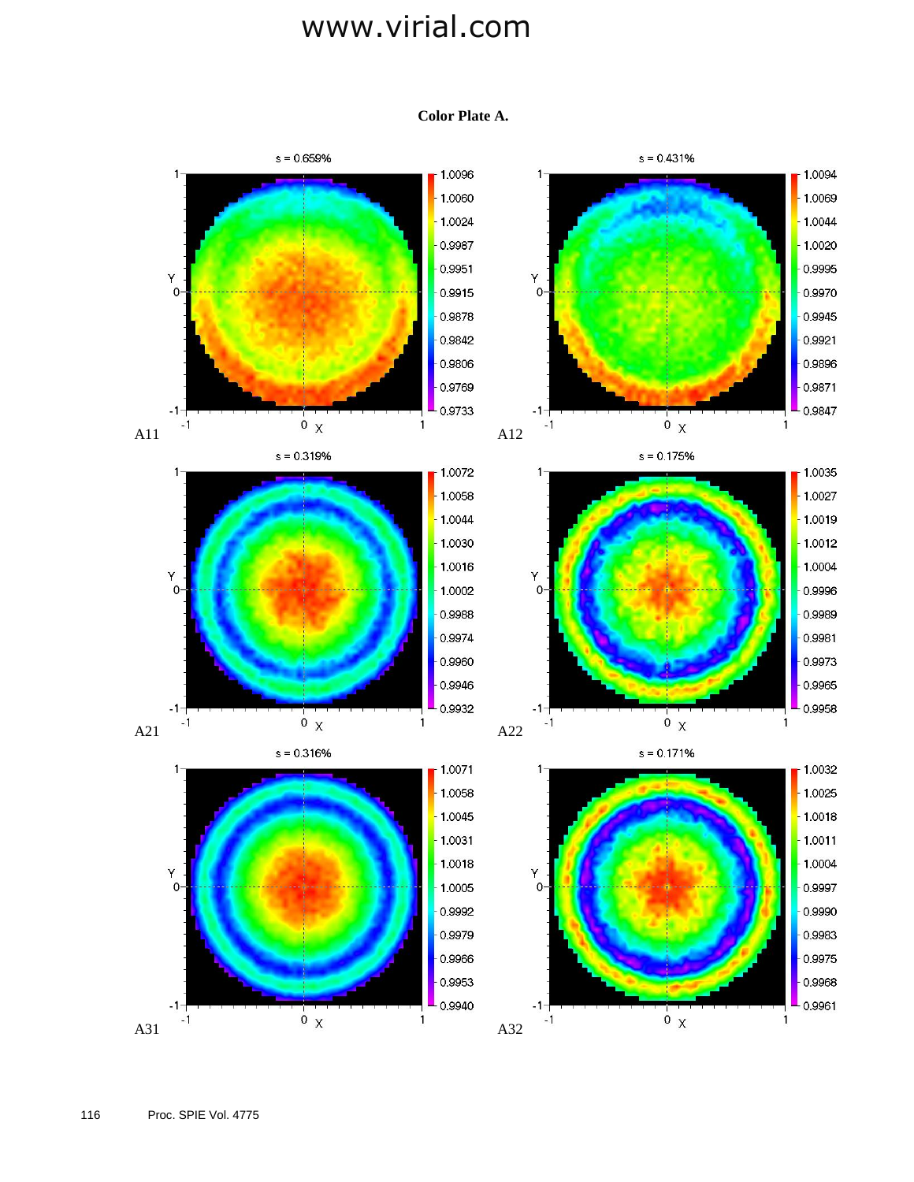**Color Plate A.**

A11: s = 0.659%

A12: s = 0.431%

A21: s = 0.319%

A22: s = 0.175%

A31: s = 0.316%

A32: s = 0.171%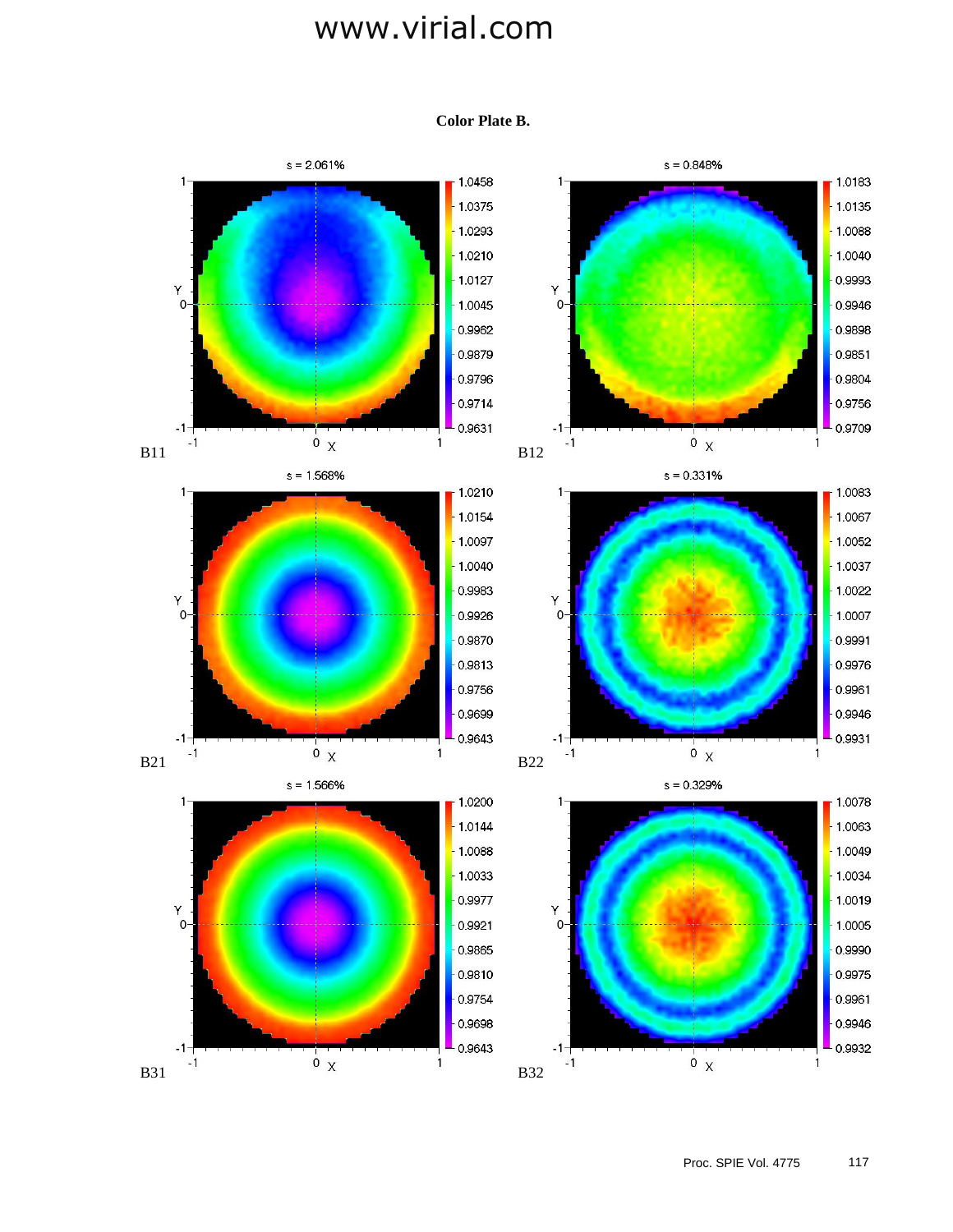www.virial.com

**Color Plate B.**

B11 — s = 2.061%

B12 — s = 0.848%

B21 — s = 1.568%

B22 — s = 0.331%

B31 — s = 1.566%

B32 — s = 0.329%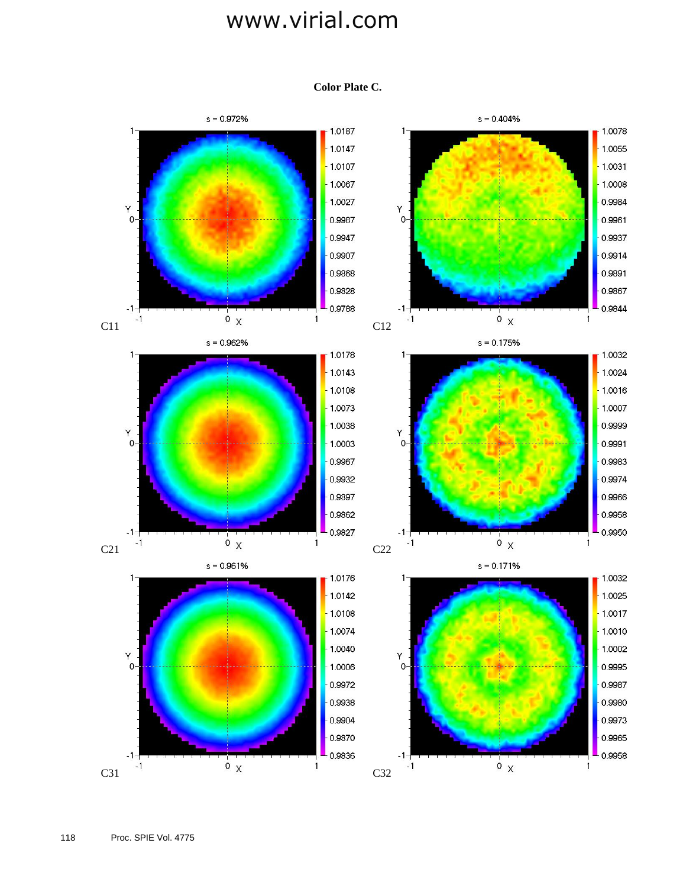www.virial.com

**Color Plate C.**

s = 0.972%

1.0187
1.0147
1.0107
1.0067
1.0027
0.9987
0.9947
0.9907
0.9868
0.9828
0.9788

C11

s = 0.404%

1.0078
1.0055
1.0031
1.0008
0.9984
0.9961
0.9937
0.9914
0.9891
0.9867
0.9844

C12

s = 0.962%

1.0178
1.0143
1.0108
1.0073
1.0038
1.0003
0.9967
0.9932
0.9897
0.9862
0.9827

C21

s = 0.175%

1.0032
1.0024
1.0016
1.0007
0.9999
0.9991
0.9983
0.9974
0.9966
0.9958
0.9950

C22

s = 0.961%

1.0176
1.0142
1.0108
1.0074
1.0040
1.0006
0.9972
0.9938
0.9904
0.9870
0.9836

C31

s = 0.171%

1.0032
1.0025
1.0017
1.0010
1.0002
0.9995
0.9987
0.9980
0.9973
0.9965
0.9958

C32